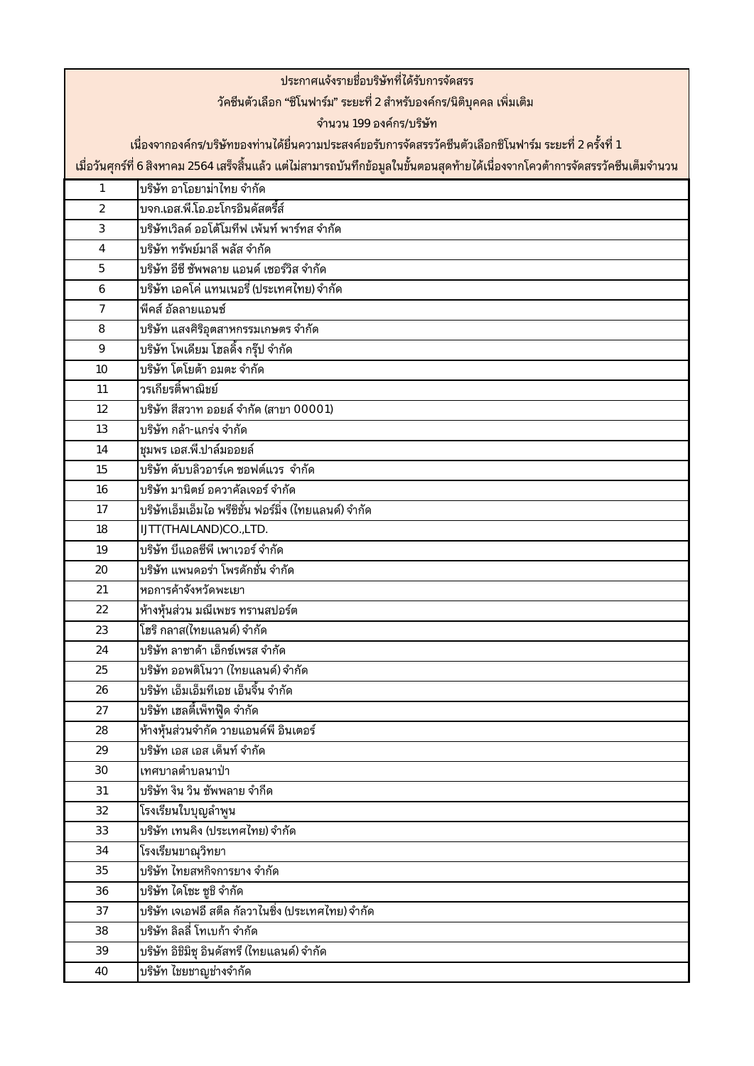ประกาศแจ้งรายชื่อบริษัทที่ได้รับการจัดสรร

วัคซีนตัวเลือก "ซิโนฟาร์ม" ระยะที่ 2 สำหรับองค์กร/นิติบุคคล เพิ่มเติม

จำนวน 199 องค์กร/บริษัท

เนื่องจากองค์กร/บริษัทของท่านได้ยื่นความประสงค์ขอรับการจัดสรรวัคซีนตัวเลือกซิโนฟาร์ม ระยะที่ 2 ครั้งที่ 1

เมื่อวันศุกร์ที่ 6 สิงหาคม 2564 เสร็จสิ้นแล้ว แต่ไม่สามารถบันทึกข้อมูลในขั้นตอนสุดท้ายได้เนื่องจากโควต้าการจัดสรรวัคซีนเต็มจำนวน

| | |
|---|---|
| 1 | บริษัท อาโอยาม่าไทย จำกัด |
| 2 | บจก.เอส.พี.โอ.อะโกรอินดัสตรี้ส์ |
| 3 | บริษัทเวิลด์ ออโต้โมทีฟ เพ้นท์ พาร์ทส จำกัด |
| 4 | บริษัท ทรัพย์มาลี พลัส จำกัด |
| 5 | บริษัท อีซี ซัพพลาย แอนด์ เซอร์วิส จำกัด |
| 6 | บริษัท เอคโค่ แทนเนอรี่ (ประเทศไทย) จำกัด |
| 7 | พีคส์ อัลลายแอนซ์ |
| 8 | บริษัท แสงศิริอุตสาหกรรมเกษตร จำกัด |
| 9 | บริษัท โพเดียม โฮลดิ้ง กรุ๊ป จำกัด |
| 10 | บริษัท โตโยต้า อมตะ จำกัด |
| 11 | วรเกียรติ์พาณิชย์ |
| 12 | บริษัท สีสวาท ออยล์ จำกัด (สาขา 00001) |
| 13 | บริษัท กล้า-แกร่ง จำกัด |
| 14 | ชุมพร เอส.พี.ปาล์มออยล์ |
| 15 | บริษัท ดับบลิวอาร์เค ซอฟต์แวร  จำกัด |
| 16 | บริษัท มานิตย์ อควาคัลเจอร์ จำกัด |
| 17 | บริษัทเอ็มเอ็มไอ พรีซิชั่น ฟอร์มิ่ง (ไทยแลนด์) จำกัด |
| 18 | IJTT(THAILAND)CO.,LTD. |
| 19 | บริษัท บีแอลซีพี เพาเวอร์ จำกัด |
| 20 | บริษัท แพนดอร่า โพรดักชั่น จำกัด |
| 21 | หอการค้าจังหวัดพะเยา |
| 22 | ห้างหุ้นส่วน มณีเพชร ทรานสปอร์ต |
| 23 | โฮริ กลาส(ไทยแลนด์) จำกัด |
| 24 | บริษัท ลาซาด้า เอ็กซ์เพรส จำกัด |
| 25 | บริษัท ออพติโนวา (ไทยแลนด์) จำกัด |
| 26 | บริษัท เอ็มเอ็มทีเอช เอ็นจิ้น จำกัด |
| 27 | บริษัท เฮลตี้เพ็ทฟู้ด จำกัด |
| 28 | ห้างหุ้นส่วนจำกัด วายแอนด์พี อินเตอร์ |
| 29 | บริษัท เอส เอส เด็นท์ จำกัด |
| 30 | เทศบาลตำบลนาป่า |
| 31 | บริษัท จิน วิน ซัพพลาย จำกืด |
| 32 | โรงเรียนใบบุญลำพูน |
| 33 | บริษัท เทนคิง (ประเทศไทย) จำกัด |
| 34 | โรงเรียนขาณุวิทยา |
| 35 | บริษัท ไทยสหกิจการยาง จำกัด |
| 36 | บริษัท ไดโซะ ซูชิ จำกัด |
| 37 | บริษัท เจเอฟอี สตีล กัลวาไนซิ่ง (ประเทศไทย) จำกัด |
| 38 | บริษัท ลิลลี่ โทเบก้า จำกัด |
| 39 | บริษัท อิชิมิชุ อินดัสทรี (ไทยแลนด์) จำกัด |
| 40 | บริษัท ไชยชาญช่างจำกัด |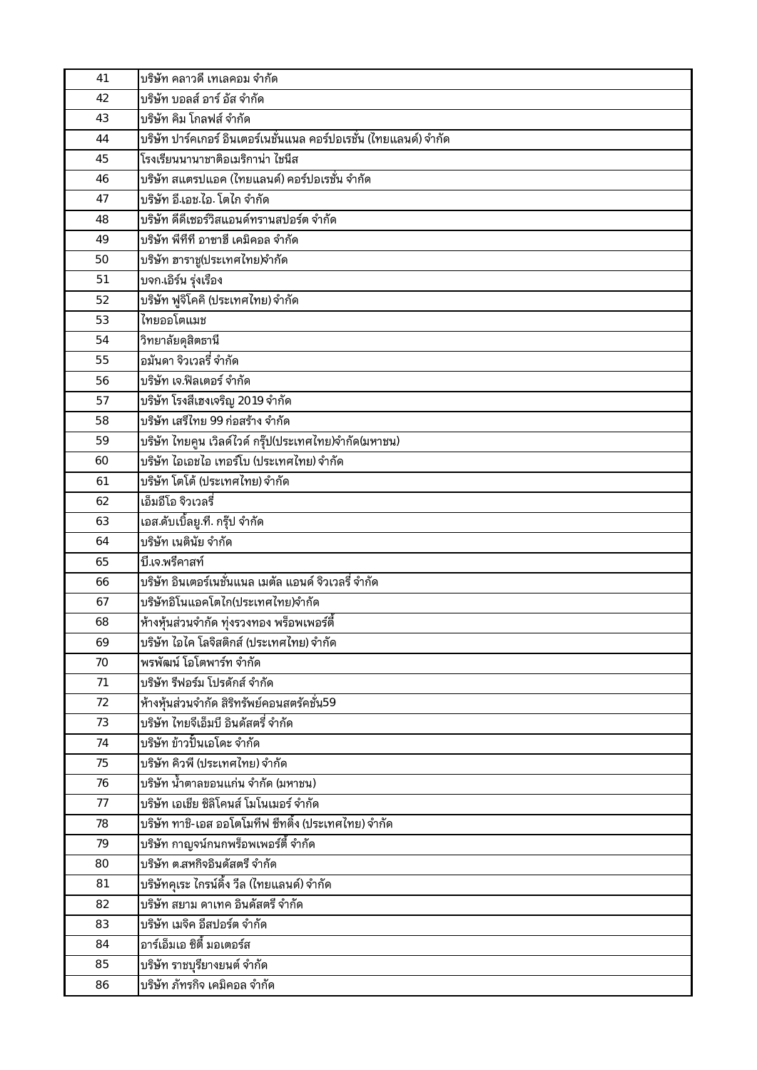| 41 | บริษัท คลาวดี เทเลคอม จำกัด |
|---|---|
| 42 | บริษัท บอลส์ อาร์ อัส จำกัด |
| 43 | บริษัท คิม โกลฟส์ จำกัด |
| 44 | บริษัท ปาร์คเกอร์ อินเตอร์เนชั่นแนล คอร์ปอเรชั่น (ไทยแลนด์) จำกัด |
| 45 | โรงเรียนนานาชาติอเมริกาน่า ไชนีส |
| 46 | บริษัท สแตรปแอค (ไทยแลนด์) คอร์ปอเรชั่น จำกัด |
| 47 | บริษัท อี.เอช.ไอ. โตไก จำกัด |
| 48 | บริษัท ดีดีเซอร์วิสแอนด์ทรานสปอร์ต จำกัด |
| 49 | บริษัท พีทีที อาซาฮี เคมิคอล จำกัด |
| 50 | บริษัท ฮาราชู(ประเทศไทย)จำกัด |
| 51 | บจก.เอิร์น รุ่งเรือง |
| 52 | บริษัท ฟูจิโคคิ (ประเทศไทย) จำกัด |
| 53 | ไทยออโตแมช |
| 54 | วิทยาลัยดุสิตธานี |
| 55 | อมันดา จิวเวลรี่ จำกัด |
| 56 | บริษัท เจ.ฟิลเตอร์ จำกัด |
| 57 | บริษัท โรงสีเฮงเจริญ 2019 จำกัด |
| 58 | บริษัท เสรีไทย 99 ก่อสร้าง จำกัด |
| 59 | บริษัท ไทยคูน เวิลด์ไวด์ กรุ๊ป(ประเทศไทย)จำกัด(มหาชน) |
| 60 | บริษัท ไอเอชไอ เทอร์โบ (ประเทศไทย) จำกัด |
| 61 | บริษัท โตโต้ (ประเทศไทย) จำกัด |
| 62 | เอ็มอีโอ จิวเวลรี่ |
| 63 | เอส.ดับเบิ้ลยู.ที. กรุ๊ป จำกัด |
| 64 | บริษัท เนตินัย จำกัด |
| 65 | บี.เจ.พรีคาสท์ |
| 66 | บริษัท อินเตอร์เนชั่นแนล เมตัล แอนด์ จิวเวลรี่ จำกัด |
| 67 | บริษัทอิโนแอคโตไก(ประเทศไทย)จำกัด |
| 68 | ห้างหุ้นส่วนจำกัด ทุ่งรวงทอง พร็อพเพอร์ตี้ |
| 69 | บริษัท ไอไค โลจิสติกส์ (ประเทศไทย) จำกัด |
| 70 | พรพัฒน์ โอโตพาร์ท จำกัด |
| 71 | บริษัท รีฟอร์ม โปรดักส์ จำกัด |
| 72 | ห้างหุ้นส่วนจำกัด สิริทรัพย์คอนสตรัคชั่น59 |
| 73 | บริษัท ไทยจีเอ็มบี อินดัสตรี่ จำกัด |
| 74 | บริษัท ข้าวปั้นเอโดะ จำกัด |
| 75 | บริษัท คิวพี (ประเทศไทย) จำกัด |
| 76 | บริษัท น้ำตาลขอนแก่น จำกัด (มหาชน) |
| 77 | บริษัท เอเชีย ซิลิโคนส์ โมโนเมอร์ จำกัด |
| 78 | บริษัท ทาชิ-เอส ออโตโมทีฟ ซีทติ้ง (ประเทศไทย) จำกัด |
| 79 | บริษัท กาญจน์กนกพร็อพเพอร์ตี้ จำกัด |
| 80 | บริษัท ต.สหกิจอินดัสตรี จำกัด |
| 81 | บริษัทคุเระ ไกรน์ดิ้ง วีล (ไทยแลนด์) จำกัด |
| 82 | บริษัท สยาม ดาเทค อินดัสตรี จำกัด |
| 83 | บริษัท เมจิค อีสปอร์ต จำกัด |
| 84 | อาร์เอ็มเอ ซิตี้ มอเตอร์ส |
| 85 | บริษัท ราชบุรียางยนต์ จำกัด |
| 86 | บริษัท ภัทรกิจ เคมิคอล จำกัด |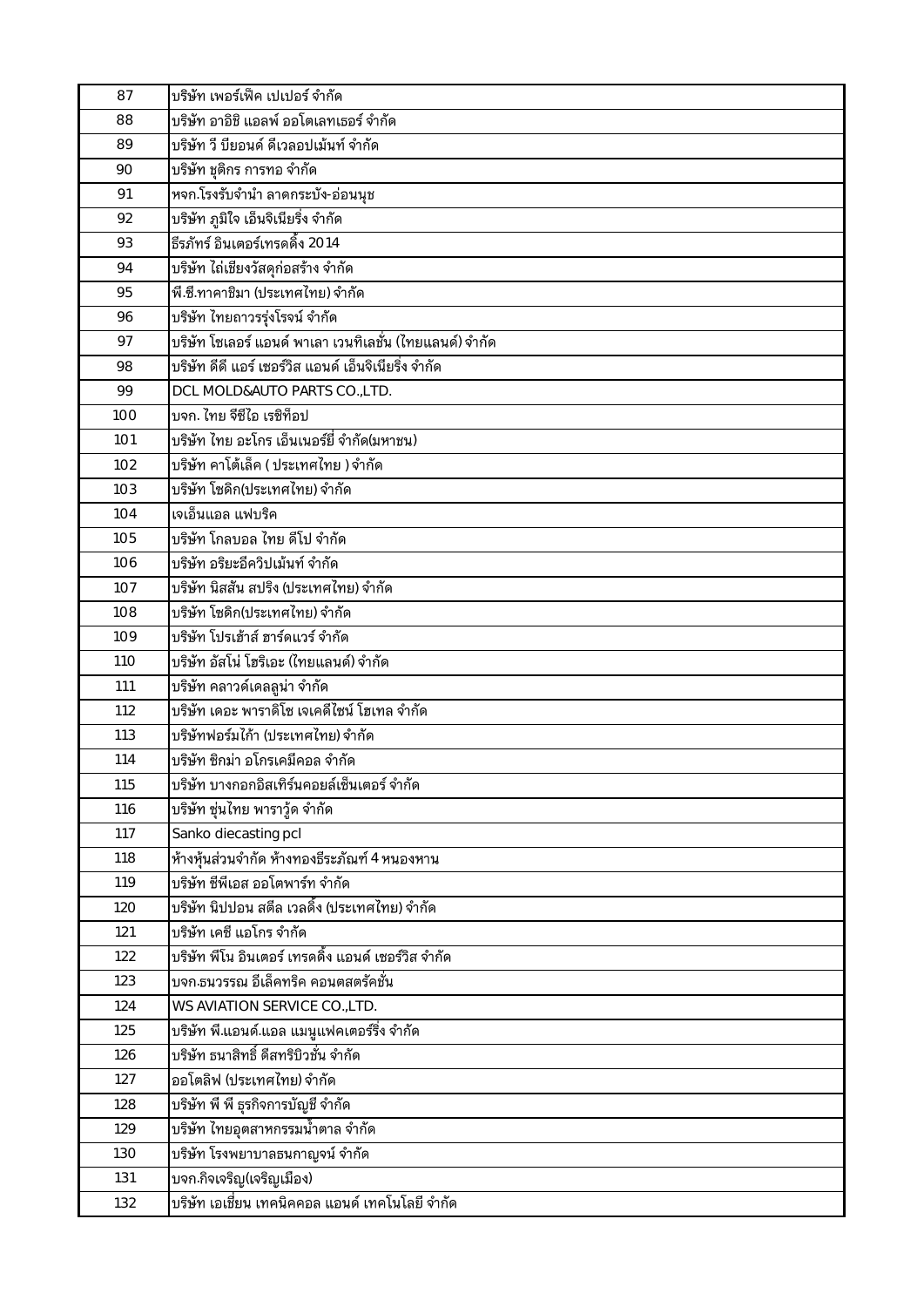| 87 | บริษัท เพอร์เฟ็ค เปเปอร์ จำกัด |
|---|---|
| 88 | บริษัท อาอิชิ แอลพ์ ออโตเลทเธอร์ จำกัด |
| 89 | บริษัท วี บียอนด์ ดีเวลอปเม้นท์ จำกัด |
| 90 | บริษัท ชุติกร การทอ จำกัด |
| 91 | หจก.โรงรับจำนำ ลาดกระบัง-อ่อนนุช |
| 92 | บริษัท ภูมิใจ เอ็นจิเนียริ่ง จำกัด |
| 93 | ธีรภัทร์ อินเตอร์เทรดดิ้ง 2014 |
| 94 | บริษัท ไถ่เชียงวัสดุก่อสร้าง จำกัด |
| 95 | พี.ซี.ทาคาชิมา (ประเทศไทย) จำกัด |
| 96 | บริษัท ไทยถาวรรุ่งโรจน์ จำกัด |
| 97 | บริษัท โซเลอร์ แอนด์ พาเลา เวนทิเลชั่น (ไทยแลนด์) จำกัด |
| 98 | บริษัท ดีดี แอร์ เซอร์วิส แอนด์ เอ็นจิเนียริ่ง จำกัด |
| 99 | DCL MOLD&AUTO PARTS CO.,LTD. |
| 100 | บจก. ไทย จีซีไอ เรซิท็อป |
| 101 | บริษัท ไทย อะโกร เอ็นเนอร์ยี่ จำกัด(มหาชน) |
| 102 | บริษัท คาโต้เล็ค ( ประเทศไทย ) จำกัด |
| 103 | บริษัท โชดิก(ประเทศไทย) จำกัด |
| 104 | เจเอ็นแอล แฟบริค |
| 105 | บริษัท โกลบอล ไทย ดีโป จำกัด |
| 106 | บริษัท อริยะอีควิปเม้นท์ จำกัด |
| 107 | บริษัท นิสสัน สปริง (ประเทศไทย) จำกัด |
| 108 | บริษัท โชดิก(ประเทศไทย) จำกัด |
| 109 | บริษัท โปรเฮ้าส์ ฮาร์ดแวร์ จำกัด |
| 110 | บริษัท อัสโน่ โฮริเอะ (ไทยแลนด์) จำกัด |
| 111 | บริษัท คลาวด์เดลลูน่า จำกัด |
| 112 | บริษัท เดอะ พาราดิโซ เจเคดีไซน์ โฮเทล จำกัด |
| 113 | บริษัทฟอร์มไก้า (ประเทศไทย) จำกัด |
| 114 | บริษัท ซิกม่า อโกรเคมีคอล จำกัด |
| 115 | บริษัท บางกอกอิสเทิร์นคอยล์เซ็นเตอร์ จำกัด |
| 116 | บริษัท ซุ่นไทย พาราวู้ด จำกัด |
| 117 | Sanko diecasting pcl |
| 118 | ห้างหุ้นส่วนจำกัด ห้างทองธีระภัณฑ์ 4 หนองหาน |
| 119 | บริษัท ซีพีเอส ออโตพาร์ท จำกัด |
| 120 | บริษัท นิปปอน สตีล เวลดิ้ง (ประเทศไทย) จำกัด |
| 121 | บริษัท เคซี แอโกร จำกัด |
| 122 | บริษัท พีโน อินเตอร์ เทรดดิ้ง แอนด์ เซอร์วิส จำกัด |
| 123 | บจก.ธนวรรณ อีเล็คทริค คอนตสตรัคชั่น |
| 124 | WS AVIATION SERVICE CO.,LTD. |
| 125 | บริษัท พี.แอนด์.แอล แมนูแฟคเตอร์ริ่ง จำกัด |
| 126 | บริษัท ธนาสิทธิ์ ดีสทริบิวชั่น จำกัด |
| 127 | ออโตลิฟ (ประเทศไทย) จำกัด |
| 128 | บริษัท พี พี ธุรกิจการบัญชี จำกัด |
| 129 | บริษัท ไทยอุตสาหกรรมน้ำตาล จำกัด |
| 130 | บริษัท โรงพยาบาลธนกาญจน์ จำกัด |
| 131 | บจก.กิจเจริญ(เจริญเมือง) |
| 132 | บริษัท เอเชี่ยน เทคนิคคอล แอนด์ เทคโนโลยี จำกัด |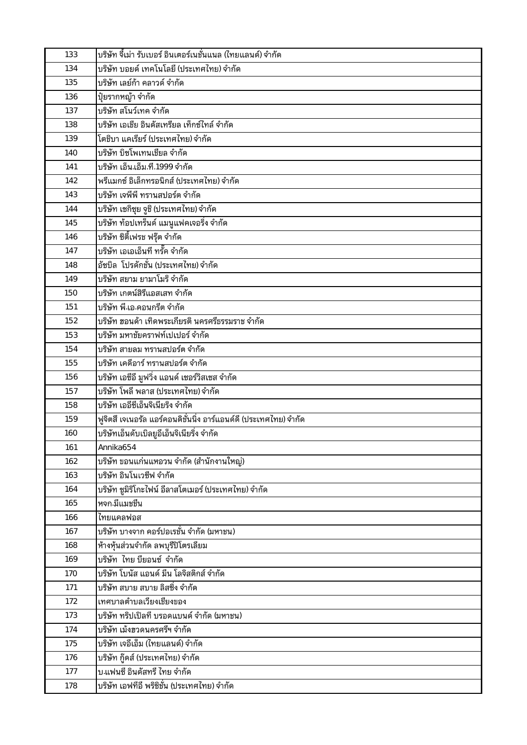| 133 | บริษัท จี่เม่า รับเบอร์ อินเตอร์เนชั่นแนล (ไทยแลนด์) จำกัด |
|---|---|
| 134 | บริษัท บอยด์ เทคโนโลยี (ประเทศไทย) จำกัด |
| 135 | บริษัท เลย์ก้า คลาวด์ จำกัด |
| 136 | ปุ๋ยรากหญ้า จำกัด |
| 137 | บริษัท สโนว์เทค จำกัด |
| 138 | บริษัท เอเชีย อินดัสเทรียล เท็กซ์ไทล์ จำกัด |
| 139 | โตชิบา แคเรียร์ (ประเทศไทย) จำกัด |
| 140 | บริษัท บิซโพเทนเชียล จำกัด |
| 141 | บริษัท เอ็น.เอ็ม.ที.1999 จำกัด |
| 142 | พรีแมกซ์ อิเล็กทรอนิกส์ (ประเทศไทย) จำกัด |
| 143 | บริษัท เจพีพี ทรานสปอร์ต จำกัด |
| 144 | บริษัท เซกิซุย จูชิ (ประเทศไทย) จำกัด |
| 145 | บริษัท ท้อปเทร็นด์ แมนูแฟคเจอริ่ง จำกัด |
| 146 | บริษัท ซิตี้เฟรช ฟรุ๊ต จำกัด |
| 147 | บริษัท เอเอ็นที ทรั๊ค จำกัด |
| 148 | อัซบิล โปรดักชั่น (ประเทศไทย) จำกัด |
| 149 | บริษัท สยาม ยามาโมริ จำกัด |
| 150 | บริษัท เกตน์สิรีแอสเสท จำกัด |
| 151 | บริษัท พี.เอ.คอนกรีต จำกัด |
| 152 | บริษัท ฮอนด้า เทิดพระเกียรติ นครศรีธรรมราช จำกัด |
| 153 | บริษัท มหาชัยคราฟท์เปเปอร์ จำกัด |
| 154 | บริษัท สายลม ทรานสปอร์ต จำกัด |
| 155 | บริษัท เคดีอาร์ ทรานสปอร์ต จำกัด |
| 156 | บริษัท เอซีอี มูฟวิ่ง แอนด์ เซอร์วิสเซส จำกัด |
| 157 | บริษัท โพลี พลาส (ประเทศไทย) จำกัด |
| 158 | บริษัท เออีซีเอ็นจิเนียริง จำกัด |
| 159 | ฟูจิตสึ เจเนอรัล แอร์คอนดิชั่นนิ่ง อาร์แอนด์ดี (ประเทศไทย) จำกัด |
| 160 | บริษัทเอ็นดับเบิลยูอีเอ็นจิเนียริ่ง จำกัด |
| 161 | Annika654 |
| 162 | บริษัท ขอนแก่นแหอวน จำกัด (สำนักงานใหญ่) |
| 163 | บริษัท อินโนเวชีฟ จำกัด |
| 164 | บริษัท ซูมิริโกะไฟน์ อีลาสโตเมอร์ (ประเทศไทย) จำกัด |
| 165 | หจก.มีแมชชีน |
| 166 | ไทยแคลฟอส |
| 167 | บริษัท บางจาก คอร์ปอเรชั่น จำกัด (มหาชน) |
| 168 | ห้างหุ้นส่วนจำกัด ลพบุรีปิโตรเลียม |
| 169 | บริษัท ไทย บียอนซ์ จำกัด |
| 170 | บริษัท โบนัส แอนด์ มีน โลจิสติกส์ จำกัด |
| 171 | บริษัท สบาย สบาย ลิสซิ่ง จำกัด |
| 172 | เทศบาลตำบลเวียงเชียงของ |
| 173 | บริษัท ทริปเปิลที บรอดแบนด์ จำกัด (มหาชน) |
| 174 | บริษัท เม้งฮวดนครศรีฯ จำกัด |
| 175 | บริษัท เจอีเอ็ม (ไทยแลนด์) จำกัด |
| 176 | บริษัท กู๊ดส์ (ประเทศไทย) จำกัด |
| 177 | บ.แฟนซี อินดัสทรี ไทย จำกัด |
| 178 | บริษัท เอฟทีอี พริซิชั่น (ประเทศไทย) จำกัด |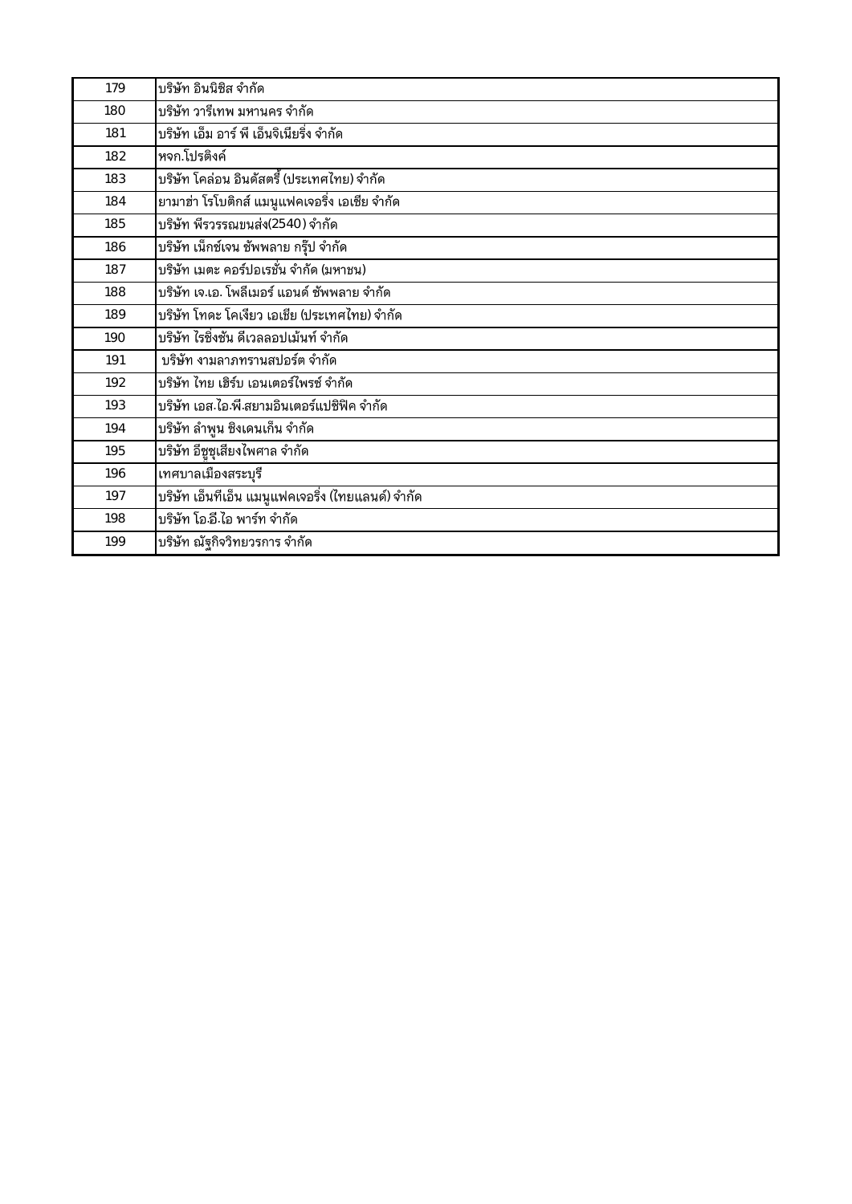| | |
|---|---|
| 179 | บริษัท อินนิชิส จำกัด |
| 180 | บริษัท วารีเทพ มหานคร จำกัด |
| 181 | บริษัท เอ็ม อาร์ พี เอ็นจิเนียริ่ง จำกัด |
| 182 | หจก.โปรติงค์ |
| 183 | บริษัท โคล่อน อินดัสตรี้ (ประเทศไทย) จำกัด |
| 184 | ยามาฮ่า โรโบติกส์ แมนูแฟคเจอริ่ง เอเชีย จำกัด |
| 185 | บริษัท พีรวรรณขนส่ง(2540) จำกัด |
| 186 | บริษัท เน็กซ์เจน ซัพพลาย กรุ๊ป จำกัด |
| 187 | บริษัท เมตะ คอร์ปอเรชั่น จำกัด (มหาชน) |
| 188 | บริษัท เจ.เอ. โพลีเมอร์ แอนด์ ซัพพลาย จำกัด |
| 189 | บริษัท โทคะ โคเงียว เอเชีย (ประเทศไทย) จำกัด |
| 190 | บริษัท ไรซิ่งซัน ดีเวลลอปเม้นท์ จำกัด |
| 191 | บริษัท งามลาภทรานสปอร์ต จำกัด |
| 192 | บริษัท ไทย เฮิร์บ เอนเตอร์ไพรซ์ จำกัด |
| 193 | บริษัท เอส.ไอ.พี.สยามอินเตอร์แปซิฟิค จำกัด |
| 194 | บริษัท ลำพูน ชิงเดนเก็น จำกัด |
| 195 | บริษัท อีซูซุเสียงไพศาล จำกัด |
| 196 | เทศบาลเมืองสระบุรี |
| 197 | บริษัท เอ็นทีเอ็น แมนูแฟคเจอริ่ง (ไทยแลนด์) จำกัด |
| 198 | บริษัท โอ.อี.ไอ พาร์ท จำกัด |
| 199 | บริษัท ณัฐกิจวิทยวรการ จำกัด |